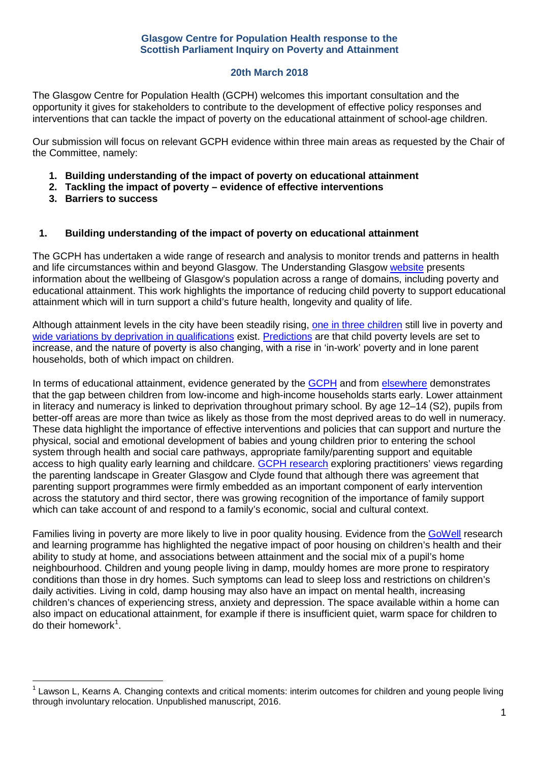**Glasgow Centre for Population Health response to the Scottish Parliament Inquiry on Poverty and Attainment**

**20th March 2018**

The Glasgow Centre for Population Health (GCPH) welcomes this important consultation and the opportunity it gives for stakeholders to contribute to the development of effective policy responses and interventions that can tackle the impact of poverty on the educational attainment of school-age children.

Our submission will focus on relevant GCPH evidence within three main areas as requested by the Chair of the Committee, namely:

1. **Building understanding of the impact of poverty on educational attainment**
2. **Tackling the impact of poverty – evidence of effective interventions**
3. **Barriers to success**

## 1. Building understanding of the impact of poverty on educational attainment

The GCPH has undertaken a wide range of research and analysis to monitor trends and patterns in health and life circumstances within and beyond Glasgow. The Understanding Glasgow website presents information about the wellbeing of Glasgow's population across a range of domains, including poverty and educational attainment. This work highlights the importance of reducing child poverty to support educational attainment which will in turn support a child's future health, longevity and quality of life.

Although attainment levels in the city have been steadily rising, one in three children still live in poverty and wide variations by deprivation in qualifications exist. Predictions are that child poverty levels are set to increase, and the nature of poverty is also changing, with a rise in 'in-work' poverty and in lone parent households, both of which impact on children.

In terms of educational attainment, evidence generated by the GCPH and from elsewhere demonstrates that the gap between children from low-income and high-income households starts early. Lower attainment in literacy and numeracy is linked to deprivation throughout primary school. By age 12–14 (S2), pupils from better-off areas are more than twice as likely as those from the most deprived areas to do well in numeracy. These data highlight the importance of effective interventions and policies that can support and nurture the physical, social and emotional development of babies and young children prior to entering the school system through health and social care pathways, appropriate family/parenting support and equitable access to high quality early learning and childcare. GCPH research exploring practitioners' views regarding the parenting landscape in Greater Glasgow and Clyde found that although there was agreement that parenting support programmes were firmly embedded as an important component of early intervention across the statutory and third sector, there was growing recognition of the importance of family support which can take account of and respond to a family's economic, social and cultural context.

Families living in poverty are more likely to live in poor quality housing. Evidence from the GoWell research and learning programme has highlighted the negative impact of poor housing on children's health and their ability to study at home, and associations between attainment and the social mix of a pupil's home neighbourhood. Children and young people living in damp, mouldy homes are more prone to respiratory conditions than those in dry homes. Such symptoms can lead to sleep loss and restrictions on children's daily activities. Living in cold, damp housing may also have an impact on mental health, increasing children's chances of experiencing stress, anxiety and depression. The space available within a home can also impact on educational attainment, for example if there is insufficient quiet, warm space for children to do their homework[1].

[1] Lawson L, Kearns A. Changing contexts and critical moments: interim outcomes for children and young people living through involuntary relocation. Unpublished manuscript, 2016.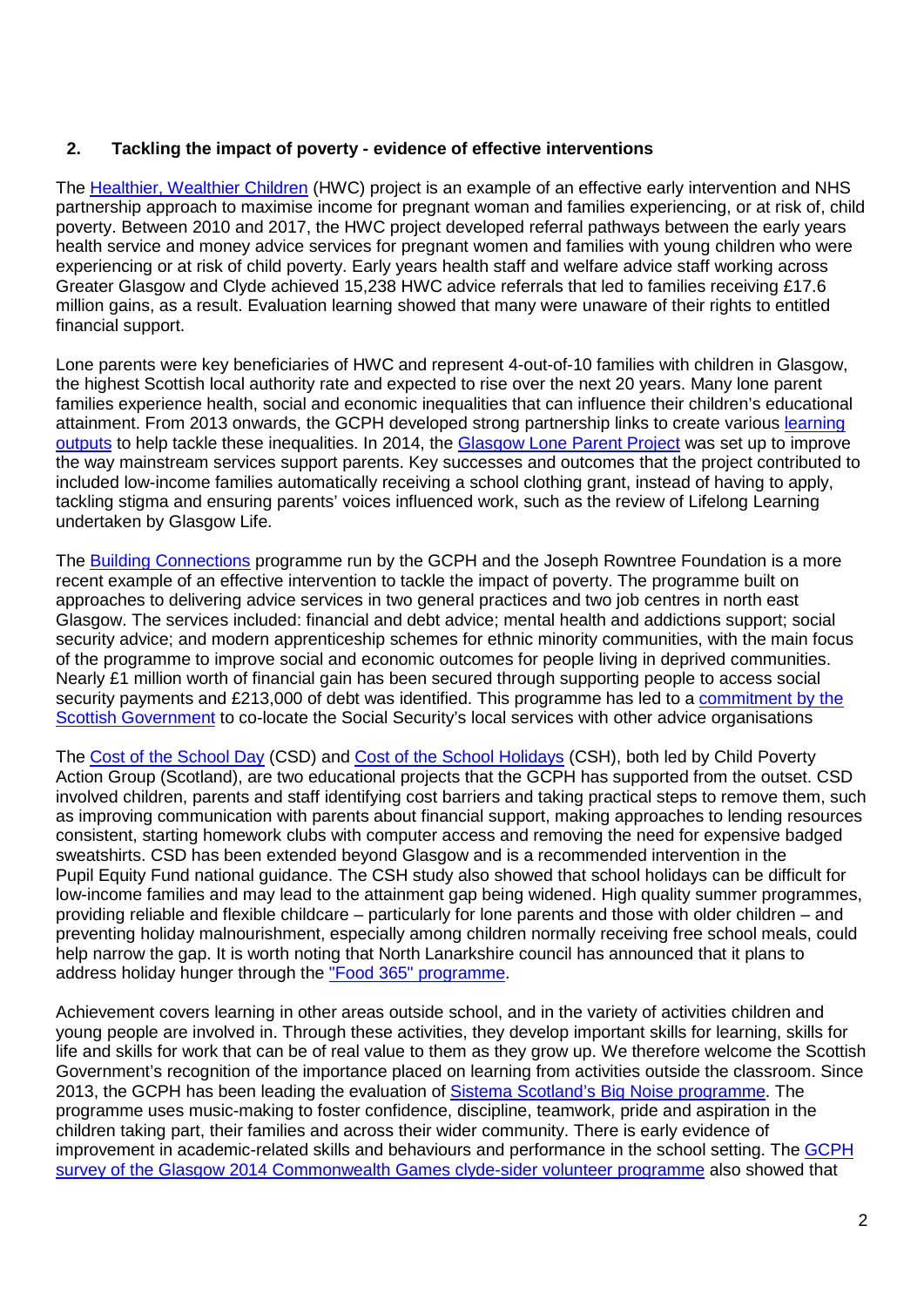## 2. Tackling the impact of poverty - evidence of effective interventions

The Healthier, Wealthier Children (HWC) project is an example of an effective early intervention and NHS partnership approach to maximise income for pregnant woman and families experiencing, or at risk of, child poverty. Between 2010 and 2017, the HWC project developed referral pathways between the early years health service and money advice services for pregnant women and families with young children who were experiencing or at risk of child poverty. Early years health staff and welfare advice staff working across Greater Glasgow and Clyde achieved 15,238 HWC advice referrals that led to families receiving £17.6 million gains, as a result. Evaluation learning showed that many were unaware of their rights to entitled financial support.

Lone parents were key beneficiaries of HWC and represent 4-out-of-10 families with children in Glasgow, the highest Scottish local authority rate and expected to rise over the next 20 years. Many lone parent families experience health, social and economic inequalities that can influence their children's educational attainment. From 2013 onwards, the GCPH developed strong partnership links to create various learning outputs to help tackle these inequalities. In 2014, the Glasgow Lone Parent Project was set up to improve the way mainstream services support parents. Key successes and outcomes that the project contributed to included low-income families automatically receiving a school clothing grant, instead of having to apply, tackling stigma and ensuring parents' voices influenced work, such as the review of Lifelong Learning undertaken by Glasgow Life.

The Building Connections programme run by the GCPH and the Joseph Rowntree Foundation is a more recent example of an effective intervention to tackle the impact of poverty. The programme built on approaches to delivering advice services in two general practices and two job centres in north east Glasgow. The services included: financial and debt advice; mental health and addictions support; social security advice; and modern apprenticeship schemes for ethnic minority communities, with the main focus of the programme to improve social and economic outcomes for people living in deprived communities. Nearly £1 million worth of financial gain has been secured through supporting people to access social security payments and £213,000 of debt was identified. This programme has led to a commitment by the Scottish Government to co-locate the Social Security's local services with other advice organisations

The Cost of the School Day (CSD) and Cost of the School Holidays (CSH), both led by Child Poverty Action Group (Scotland), are two educational projects that the GCPH has supported from the outset. CSD involved children, parents and staff identifying cost barriers and taking practical steps to remove them, such as improving communication with parents about financial support, making approaches to lending resources consistent, starting homework clubs with computer access and removing the need for expensive badged sweatshirts. CSD has been extended beyond Glasgow and is a recommended intervention in the Pupil Equity Fund national guidance. The CSH study also showed that school holidays can be difficult for low-income families and may lead to the attainment gap being widened. High quality summer programmes, providing reliable and flexible childcare – particularly for lone parents and those with older children – and preventing holiday malnourishment, especially among children normally receiving free school meals, could help narrow the gap. It is worth noting that North Lanarkshire council has announced that it plans to address holiday hunger through the "Food 365" programme.

Achievement covers learning in other areas outside school, and in the variety of activities children and young people are involved in. Through these activities, they develop important skills for learning, skills for life and skills for work that can be of real value to them as they grow up. We therefore welcome the Scottish Government's recognition of the importance placed on learning from activities outside the classroom. Since 2013, the GCPH has been leading the evaluation of Sistema Scotland's Big Noise programme. The programme uses music-making to foster confidence, discipline, teamwork, pride and aspiration in the children taking part, their families and across their wider community. There is early evidence of improvement in academic-related skills and behaviours and performance in the school setting. The GCPH survey of the Glasgow 2014 Commonwealth Games clyde-sider volunteer programme also showed that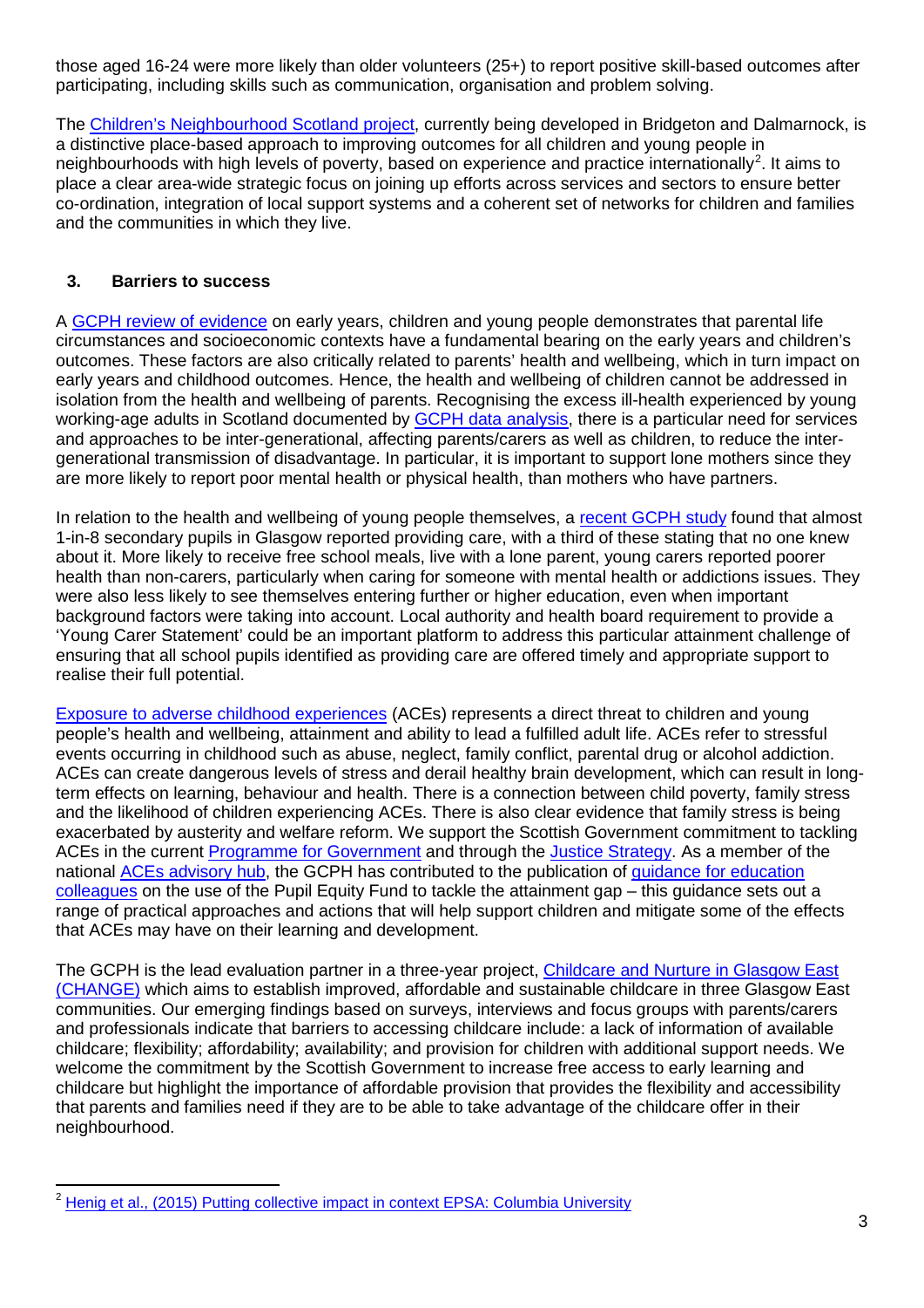those aged 16-24 were more likely than older volunteers (25+) to report positive skill-based outcomes after participating, including skills such as communication, organisation and problem solving.

The Children's Neighbourhood Scotland project, currently being developed in Bridgeton and Dalmarnock, is a distinctive place-based approach to improving outcomes for all children and young people in neighbourhoods with high levels of poverty, based on experience and practice internationally[2]. It aims to place a clear area-wide strategic focus on joining up efforts across services and sectors to ensure better co-ordination, integration of local support systems and a coherent set of networks for children and families and the communities in which they live.

### 3. Barriers to success

A GCPH review of evidence on early years, children and young people demonstrates that parental life circumstances and socioeconomic contexts have a fundamental bearing on the early years and children's outcomes. These factors are also critically related to parents' health and wellbeing, which in turn impact on early years and childhood outcomes. Hence, the health and wellbeing of children cannot be addressed in isolation from the health and wellbeing of parents. Recognising the excess ill-health experienced by young working-age adults in Scotland documented by GCPH data analysis, there is a particular need for services and approaches to be inter-generational, affecting parents/carers as well as children, to reduce the inter-generational transmission of disadvantage. In particular, it is important to support lone mothers since they are more likely to report poor mental health or physical health, than mothers who have partners.

In relation to the health and wellbeing of young people themselves, a recent GCPH study found that almost 1-in-8 secondary pupils in Glasgow reported providing care, with a third of these stating that no one knew about it. More likely to receive free school meals, live with a lone parent, young carers reported poorer health than non-carers, particularly when caring for someone with mental health or addictions issues. They were also less likely to see themselves entering further or higher education, even when important background factors were taking into account. Local authority and health board requirement to provide a 'Young Carer Statement' could be an important platform to address this particular attainment challenge of ensuring that all school pupils identified as providing care are offered timely and appropriate support to realise their full potential.

Exposure to adverse childhood experiences (ACEs) represents a direct threat to children and young people's health and wellbeing, attainment and ability to lead a fulfilled adult life. ACEs refer to stressful events occurring in childhood such as abuse, neglect, family conflict, parental drug or alcohol addiction. ACEs can create dangerous levels of stress and derail healthy brain development, which can result in long-term effects on learning, behaviour and health. There is a connection between child poverty, family stress and the likelihood of children experiencing ACEs. There is also clear evidence that family stress is being exacerbated by austerity and welfare reform. We support the Scottish Government commitment to tackling ACEs in the current Programme for Government and through the Justice Strategy. As a member of the national ACEs advisory hub, the GCPH has contributed to the publication of guidance for education colleagues on the use of the Pupil Equity Fund to tackle the attainment gap – this guidance sets out a range of practical approaches and actions that will help support children and mitigate some of the effects that ACEs may have on their learning and development.

The GCPH is the lead evaluation partner in a three-year project, Childcare and Nurture in Glasgow East (CHANGE) which aims to establish improved, affordable and sustainable childcare in three Glasgow East communities. Our emerging findings based on surveys, interviews and focus groups with parents/carers and professionals indicate that barriers to accessing childcare include: a lack of information of available childcare; flexibility; affordability; availability; and provision for children with additional support needs. We welcome the commitment by the Scottish Government to increase free access to early learning and childcare but highlight the importance of affordable provision that provides the flexibility and accessibility that parents and families need if they are to be able to take advantage of the childcare offer in their neighbourhood.

---

[2] Henig et al., (2015) Putting collective impact in context EPSA: Columbia University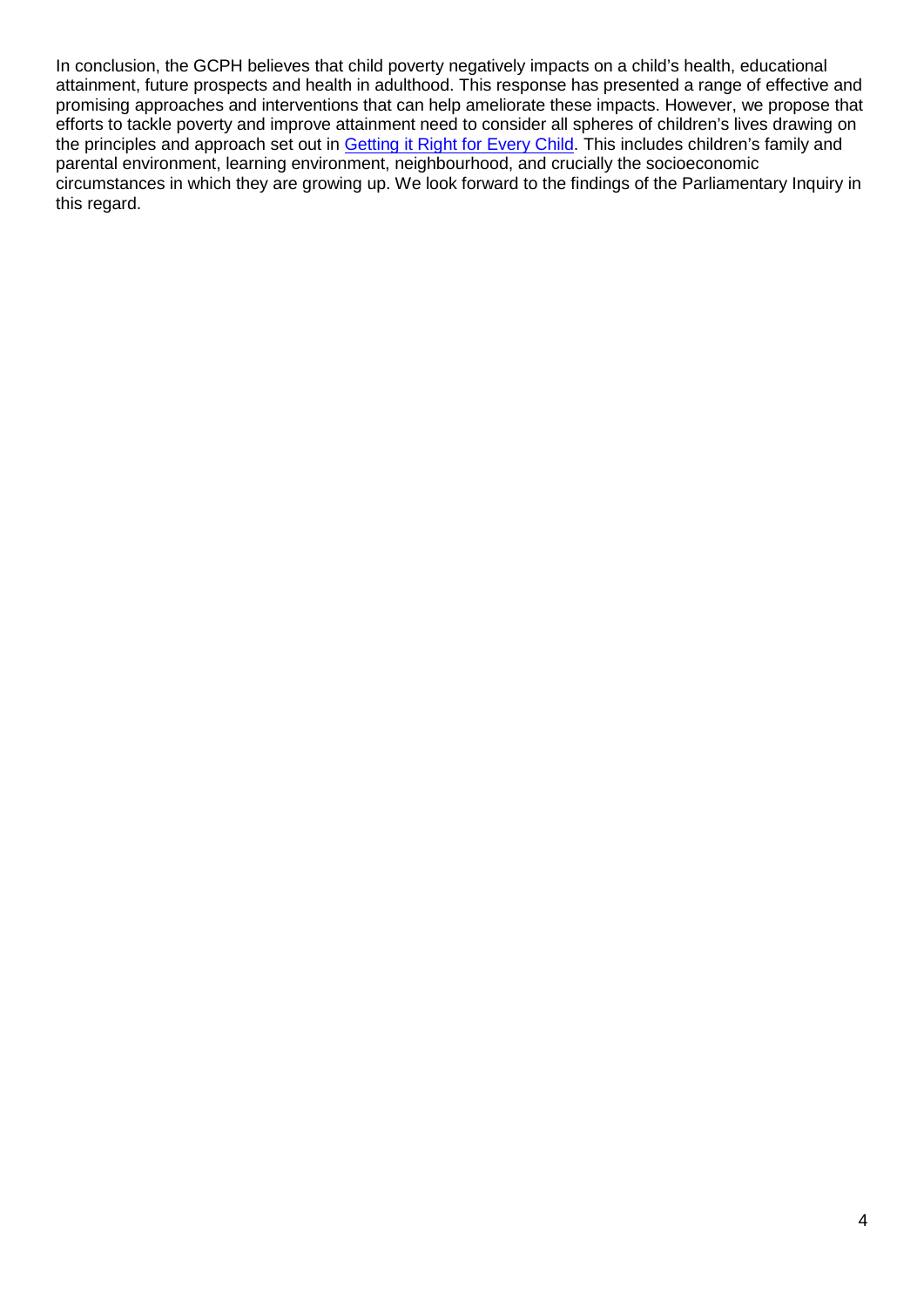In conclusion, the GCPH believes that child poverty negatively impacts on a child's health, educational attainment, future prospects and health in adulthood. This response has presented a range of effective and promising approaches and interventions that can help ameliorate these impacts. However, we propose that efforts to tackle poverty and improve attainment need to consider all spheres of children's lives drawing on the principles and approach set out in Getting it Right for Every Child. This includes children's family and parental environment, learning environment, neighbourhood, and crucially the socioeconomic circumstances in which they are growing up. We look forward to the findings of the Parliamentary Inquiry in this regard.